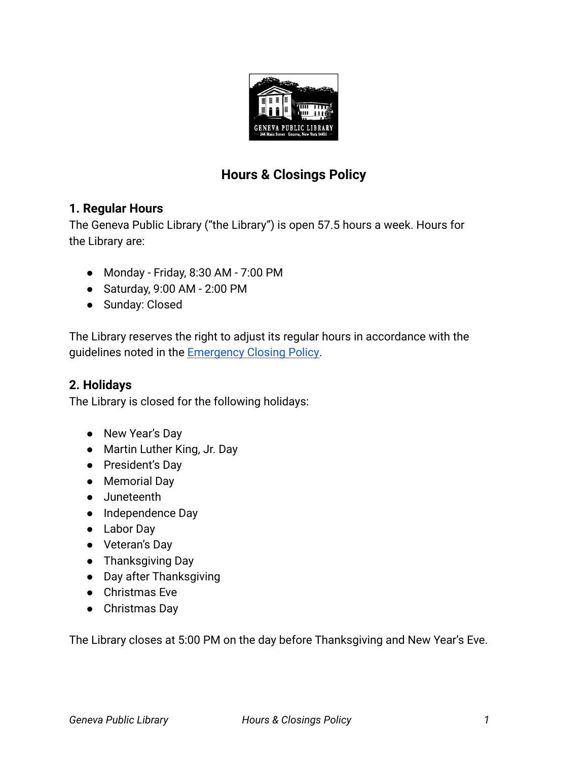# Hours & Closings Policy

## 1. Regular Hours

The Geneva Public Library ("the Library") is open 57.5 hours a week. Hours for the Library are:

- Monday - Friday, 8:30 AM - 7:00 PM
- Saturday, 9:00 AM - 2:00 PM
- Sunday: Closed

The Library reserves the right to adjust its regular hours in accordance with the guidelines noted in the Emergency Closing Policy.

## 2. Holidays

The Library is closed for the following holidays:

- New Year's Day
- Martin Luther King, Jr. Day
- President's Day
- Memorial Day
- Juneteenth
- Independence Day
- Labor Day
- Veteran's Day
- Thanksgiving Day
- Day after Thanksgiving
- Christmas Eve
- Christmas Day

The Library closes at 5:00 PM on the day before Thanksgiving and New Year's Eve.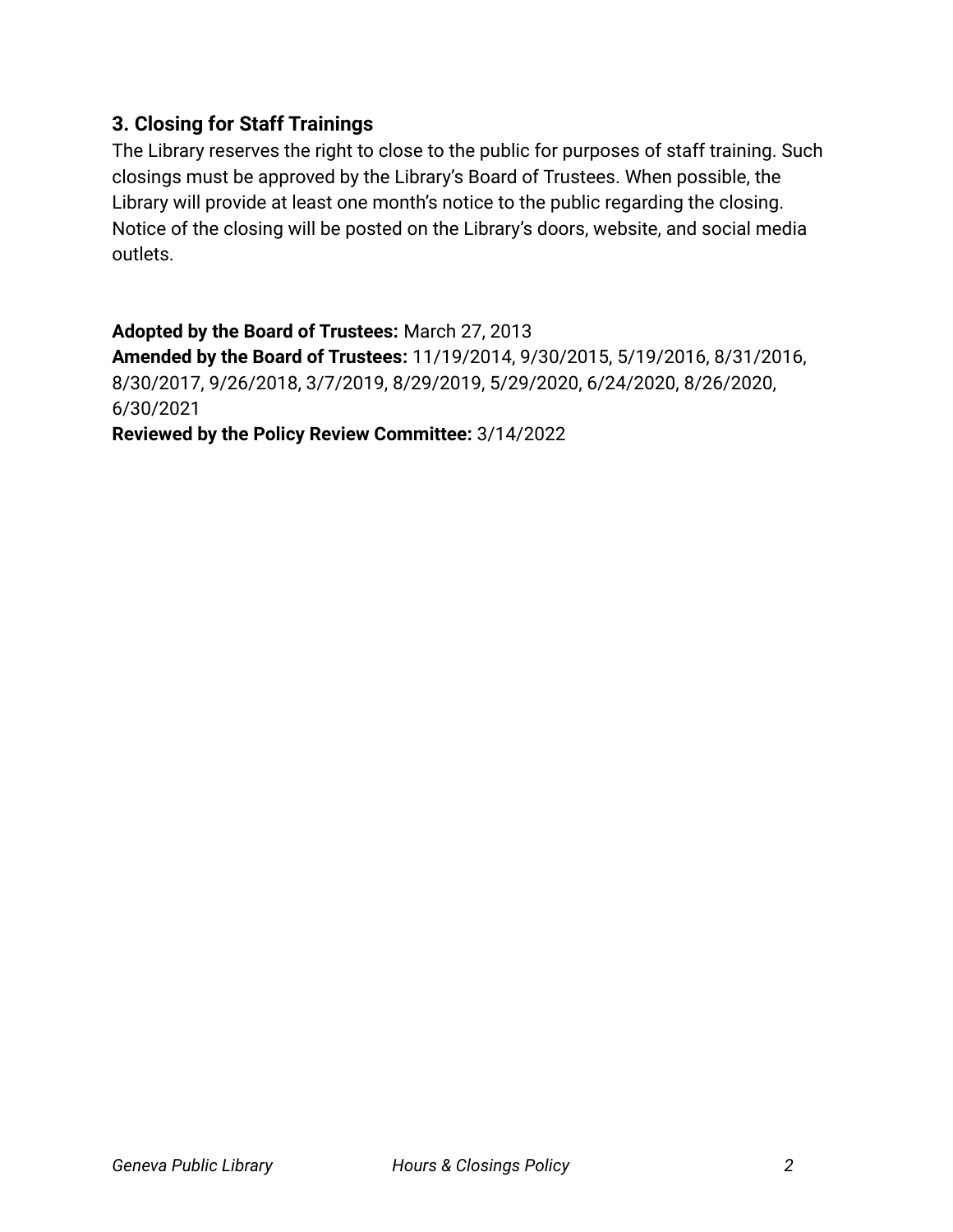### 3. Closing for Staff Trainings

The Library reserves the right to close to the public for purposes of staff training. Such closings must be approved by the Library's Board of Trustees. When possible, the Library will provide at least one month's notice to the public regarding the closing. Notice of the closing will be posted on the Library's doors, website, and social media outlets.

**Adopted by the Board of Trustees:** March 27, 2013
**Amended by the Board of Trustees:** 11/19/2014, 9/30/2015, 5/19/2016, 8/31/2016, 8/30/2017, 9/26/2018, 3/7/2019, 8/29/2019, 5/29/2020, 6/24/2020, 8/26/2020, 6/30/2021
**Reviewed by the Policy Review Committee:** 3/14/2022